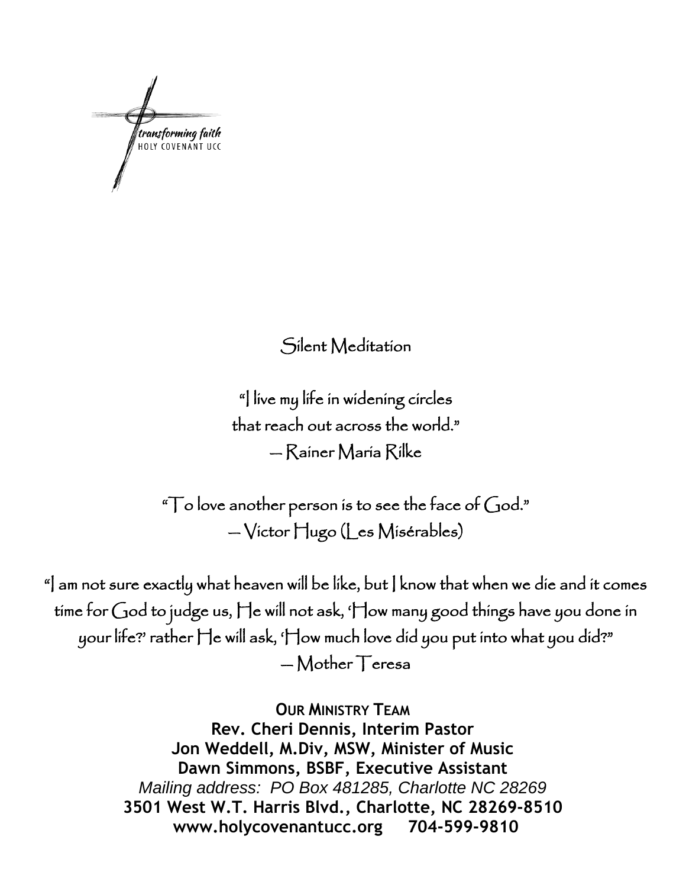transforming faith
HOLY COVENANT UCC

## Silent Meditation

"I live my life in widening circles
that reach out across the world."
— Rainer Maria Rilke

"To love another person is to see the face of God."
— Victor Hugo (Les Misérables)

"I am not sure exactly what heaven will be like, but I know that when we die and it comes time for God to judge us, He will not ask, 'How many good things have you done in your life?' rather He will ask, 'How much love did you put into what you did?"
— Mother Teresa

**OUR MINISTRY TEAM**
**Rev. Cheri Dennis, Interim Pastor**
**Jon Weddell, M.Div, MSW, Minister of Music**
**Dawn Simmons, BSBF, Executive Assistant**
*Mailing address: PO Box 481285, Charlotte NC 28269*
**3501 West W.T. Harris Blvd., Charlotte, NC 28269-8510**
**www.holycovenantucc.org 704-599-9810**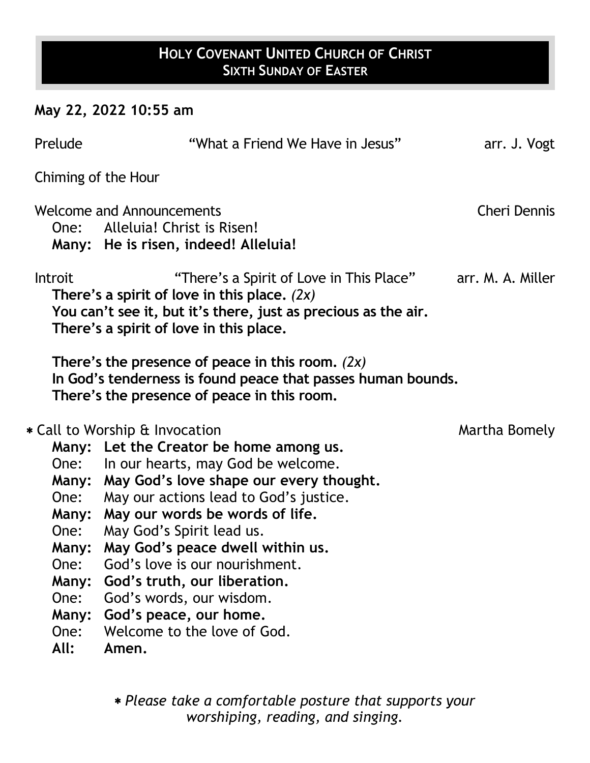# HOLY COVENANT UNITED CHURCH OF CHRIST
## SIXTH SUNDAY OF EASTER

**May 22, 2022 10:55 am**

Prelude — "What a Friend We Have in Jesus" — arr. J. Vogt

Chiming of the Hour

Welcome and Announcements — Cheri Dennis

One: Alleluia! Christ is Risen!
**Many: He is risen, indeed! Alleluia!**

Introit — "There's a Spirit of Love in This Place" — arr. M. A. Miller

**There's a spirit of love in this place.** *(2x)*
**You can't see it, but it's there, just as precious as the air.**
**There's a spirit of love in this place.**

**There's the presence of peace in this room.** *(2x)*
**In God's tenderness is found peace that passes human bounds.**
**There's the presence of peace in this room.**

* Call to Worship & Invocation — Martha Bomely

**Many: Let the Creator be home among us.**
One: In our hearts, may God be welcome.
**Many: May God's love shape our every thought.**
One: May our actions lead to God's justice.
**Many: May our words be words of life.**
One: May God's Spirit lead us.
**Many: May God's peace dwell within us.**
One: God's love is our nourishment.
**Many: God's truth, our liberation.**
One: God's words, our wisdom.
**Many: God's peace, our home.**
One: Welcome to the love of God.
**All: Amen.**

* *Please take a comfortable posture that supports your worshiping, reading, and singing.*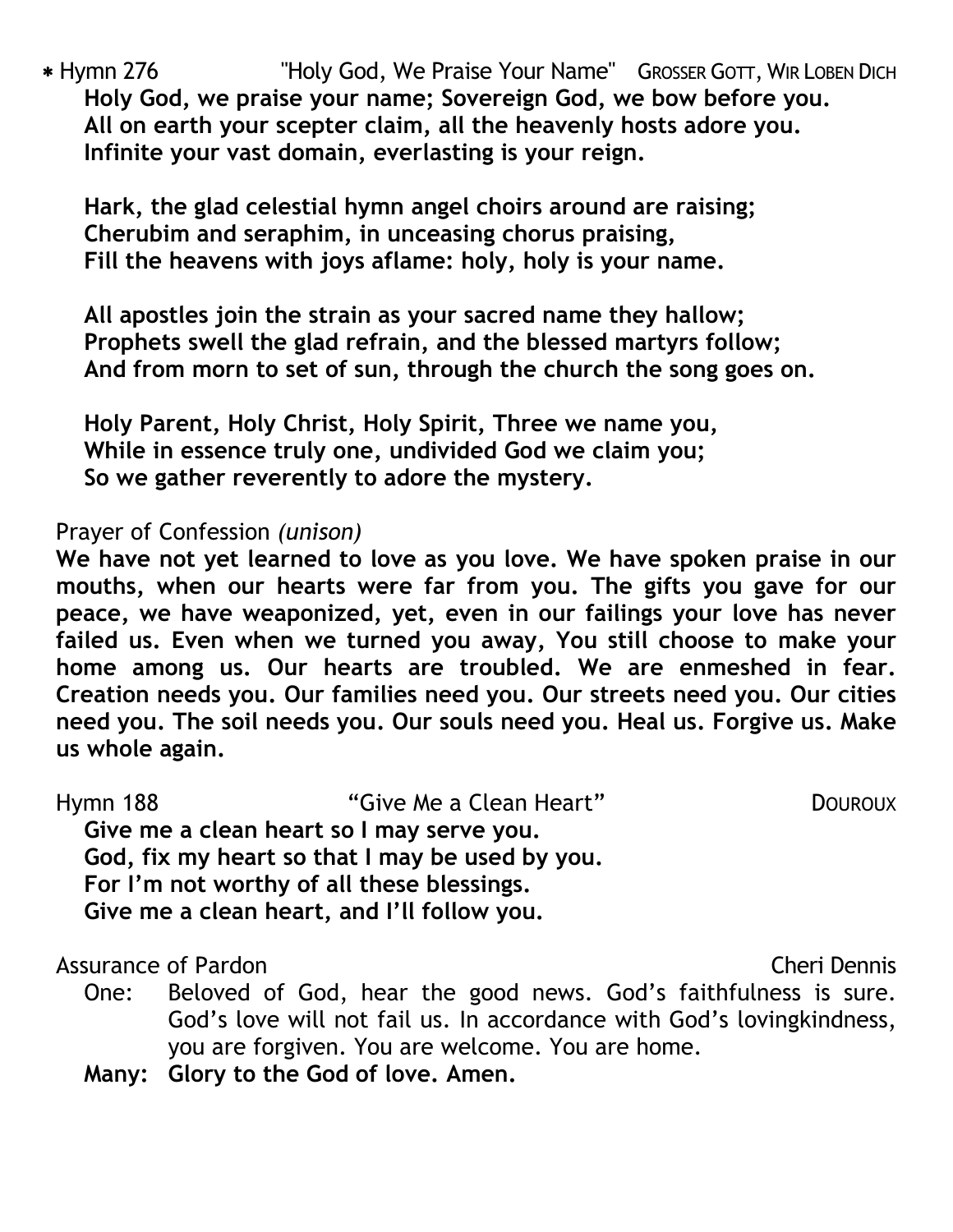\* Hymn 276 "Holy God, We Praise Your Name" GROSSER GOTT, WIR LOBEN DICH

**Holy God, we praise your name; Sovereign God, we bow before you.**
**All on earth your scepter claim, all the heavenly hosts adore you.**
**Infinite your vast domain, everlasting is your reign.**

**Hark, the glad celestial hymn angel choirs around are raising;**
**Cherubim and seraphim, in unceasing chorus praising,**
**Fill the heavens with joys aflame: holy, holy is your name.**

**All apostles join the strain as your sacred name they hallow;**
**Prophets swell the glad refrain, and the blessed martyrs follow;**
**And from morn to set of sun, through the church the song goes on.**

**Holy Parent, Holy Christ, Holy Spirit, Three we name you,**
**While in essence truly one, undivided God we claim you;**
**So we gather reverently to adore the mystery.**

Prayer of Confession *(unison)*

**We have not yet learned to love as you love. We have spoken praise in our mouths, when our hearts were far from you. The gifts you gave for our peace, we have weaponized, yet, even in our failings your love has never failed us. Even when we turned you away, You still choose to make your home among us. Our hearts are troubled. We are enmeshed in fear. Creation needs you. Our families need you. Our streets need you. Our cities need you. The soil needs you. Our souls need you. Heal us. Forgive us. Make us whole again.**

Hymn 188 "Give Me a Clean Heart" DOUROUX

**Give me a clean heart so I may serve you.**
**God, fix my heart so that I may be used by you.**
**For I'm not worthy of all these blessings.**
**Give me a clean heart, and I'll follow you.**

Assurance of Pardon Cheri Dennis

One: Beloved of God, hear the good news. God's faithfulness is sure. God's love will not fail us. In accordance with God's lovingkindness, you are forgiven. You are welcome. You are home.

**Many: Glory to the God of love. Amen.**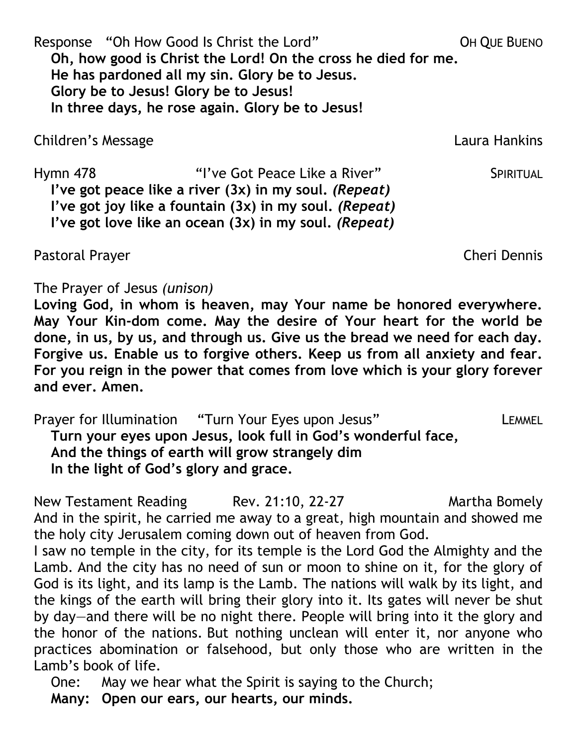Response "Oh How Good Is Christ the Lord" OH QUE BUENO

**Oh, how good is Christ the Lord! On the cross he died for me.**
**He has pardoned all my sin. Glory be to Jesus.**
**Glory be to Jesus! Glory be to Jesus!**
**In three days, he rose again. Glory be to Jesus!**

Children's Message Laura Hankins

Hymn 478 "I've Got Peace Like a River" SPIRITUAL

**I've got peace like a river (3x) in my soul. *(Repeat)***
**I've got joy like a fountain (3x) in my soul. *(Repeat)***
**I've got love like an ocean (3x) in my soul. *(Repeat)***

Pastoral Prayer Cheri Dennis

The Prayer of Jesus *(unison)*

**Loving God, in whom is heaven, may Your name be honored everywhere. May Your Kin-dom come. May the desire of Your heart for the world be done, in us, by us, and through us. Give us the bread we need for each day. Forgive us. Enable us to forgive others. Keep us from all anxiety and fear. For you reign in the power that comes from love which is your glory forever and ever. Amen.**

Prayer for Illumination "Turn Your Eyes upon Jesus" LEMMEL

**Turn your eyes upon Jesus, look full in God's wonderful face,**
**And the things of earth will grow strangely dim**
**In the light of God's glory and grace.**

New Testament Reading Rev. 21:10, 22-27 Martha Bomely

And in the spirit, he carried me away to a great, high mountain and showed me the holy city Jerusalem coming down out of heaven from God.

I saw no temple in the city, for its temple is the Lord God the Almighty and the Lamb. And the city has no need of sun or moon to shine on it, for the glory of God is its light, and its lamp is the Lamb. The nations will walk by its light, and the kings of the earth will bring their glory into it. Its gates will never be shut by day—and there will be no night there. People will bring into it the glory and the honor of the nations. But nothing unclean will enter it, nor anyone who practices abomination or falsehood, but only those who are written in the Lamb's book of life.

One: May we hear what the Spirit is saying to the Church;
**Many: Open our ears, our hearts, our minds.**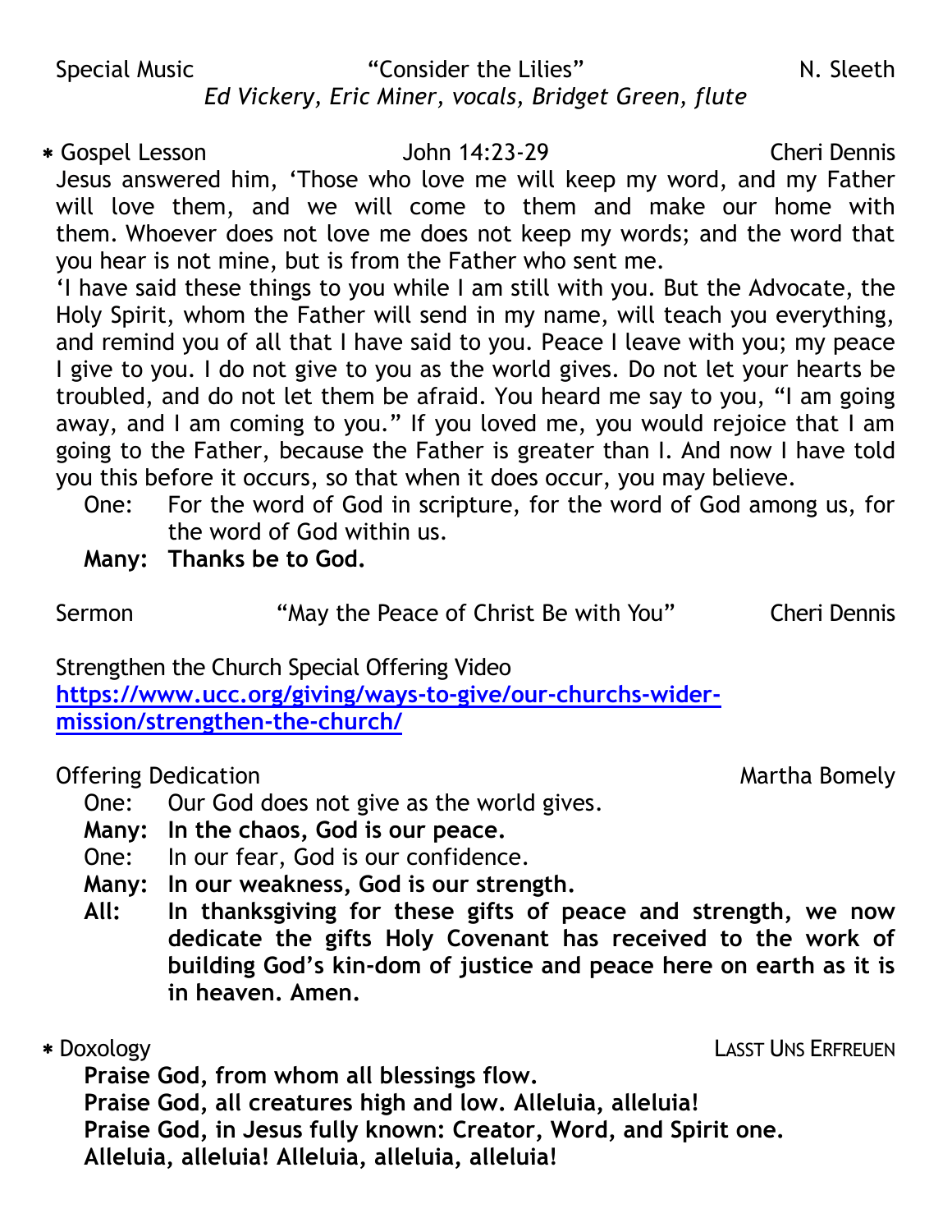Special Music "Consider the Lilies" N. Sleeth

*Ed Vickery, Eric Miner, vocals, Bridget Green, flute*

∗ Gospel Lesson John 14:23-29 Cheri Dennis

Jesus answered him, 'Those who love me will keep my word, and my Father will love them, and we will come to them and make our home with them. Whoever does not love me does not keep my words; and the word that you hear is not mine, but is from the Father who sent me.

'I have said these things to you while I am still with you. But the Advocate, the Holy Spirit, whom the Father will send in my name, will teach you everything, and remind you of all that I have said to you. Peace I leave with you; my peace I give to you. I do not give to you as the world gives. Do not let your hearts be troubled, and do not let them be afraid. You heard me say to you, "I am going away, and I am coming to you." If you loved me, you would rejoice that I am going to the Father, because the Father is greater than I. And now I have told you this before it occurs, so that when it does occur, you may believe.

One: For the word of God in scripture, for the word of God among us, for the word of God within us.

**Many: Thanks be to God.**

Sermon "May the Peace of Christ Be with You" Cheri Dennis

Strengthen the Church Special Offering Video
https://www.ucc.org/giving/ways-to-give/our-churchs-wider-mission/strengthen-the-church/

Offering Dedication Martha Bomely

One: Our God does not give as the world gives.

**Many: In the chaos, God is our peace.**

One: In our fear, God is our confidence.

**Many: In our weakness, God is our strength.**

**All: In thanksgiving for these gifts of peace and strength, we now dedicate the gifts Holy Covenant has received to the work of building God's kin-dom of justice and peace here on earth as it is in heaven. Amen.**

∗ Doxology LASST UNS ERFREUEN

**Praise God, from whom all blessings flow.**
**Praise God, all creatures high and low. Alleluia, alleluia!**
**Praise God, in Jesus fully known: Creator, Word, and Spirit one.**
**Alleluia, alleluia! Alleluia, alleluia, alleluia!**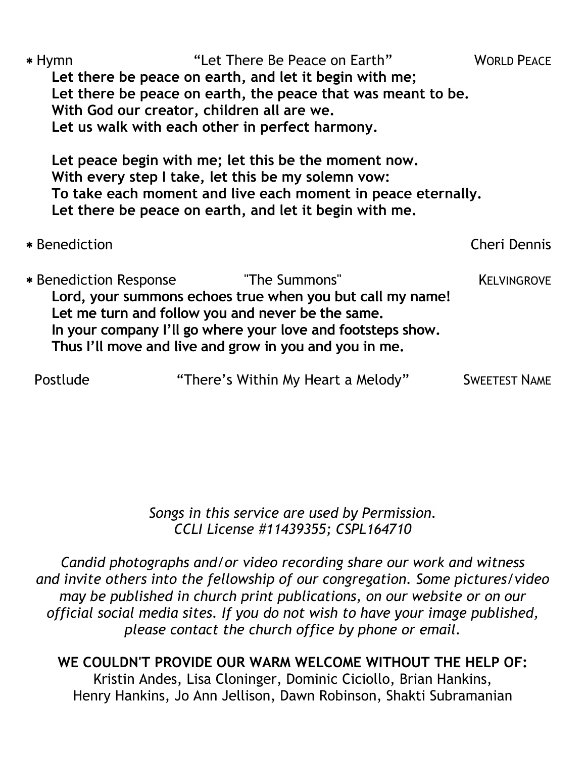\* Hymn "Let There Be Peace on Earth" WORLD PEACE

**Let there be peace on earth, and let it begin with me;**
**Let there be peace on earth, the peace that was meant to be.**
**With God our creator, children all are we.**
**Let us walk with each other in perfect harmony.**

**Let peace begin with me; let this be the moment now.**
**With every step I take, let this be my solemn vow:**
**To take each moment and live each moment in peace eternally.**
**Let there be peace on earth, and let it begin with me.**

\* Benediction Cheri Dennis

\* Benediction Response "The Summons" KELVINGROVE

**Lord, your summons echoes true when you but call my name!**
**Let me turn and follow you and never be the same.**
**In your company I'll go where your love and footsteps show.**
**Thus I'll move and live and grow in you and you in me.**

Postlude "There's Within My Heart a Melody" SWEETEST NAME

*Songs in this service are used by Permission.*
*CCLI License #11439355; CSPL164710*

*Candid photographs and/or video recording share our work and witness and invite others into the fellowship of our congregation. Some pictures/video may be published in church print publications, on our website or on our official social media sites. If you do not wish to have your image published, please contact the church office by phone or email.*

**WE COULDN'T PROVIDE OUR WARM WELCOME WITHOUT THE HELP OF:**
Kristin Andes, Lisa Cloninger, Dominic Ciciollo, Brian Hankins, Henry Hankins, Jo Ann Jellison, Dawn Robinson, Shakti Subramanian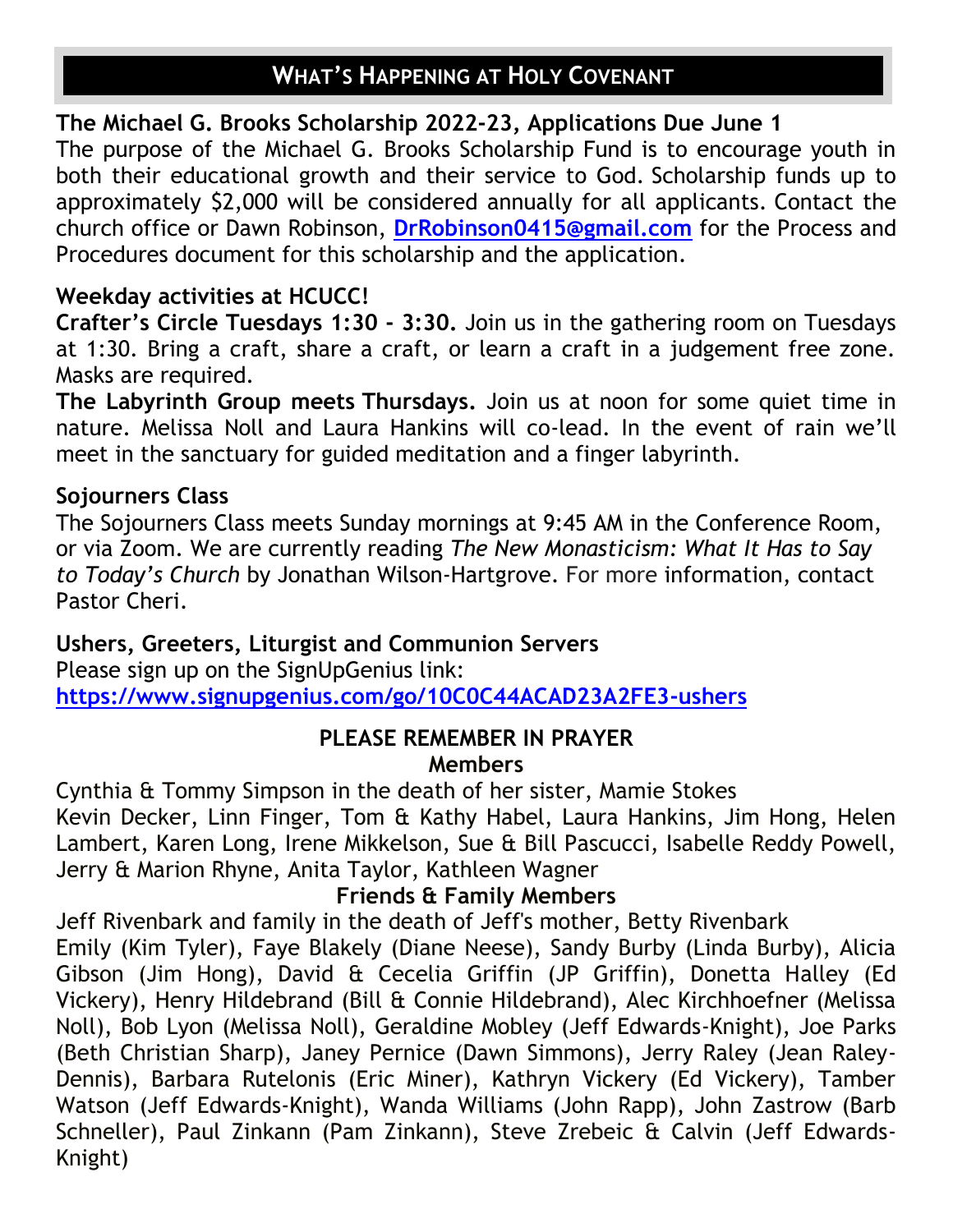## WHAT'S HAPPENING AT HOLY COVENANT

**The Michael G. Brooks Scholarship 2022-23, Applications Due June 1**

The purpose of the Michael G. Brooks Scholarship Fund is to encourage youth in both their educational growth and their service to God. Scholarship funds up to approximately $2,000 will be considered annually for all applicants. Contact the church office or Dawn Robinson, **DrRobinson0415@gmail.com** for the Process and Procedures document for this scholarship and the application.

**Weekday activities at HCUCC!**

**Crafter's Circle Tuesdays 1:30 - 3:30.** Join us in the gathering room on Tuesdays at 1:30. Bring a craft, share a craft, or learn a craft in a judgement free zone. Masks are required.

**The Labyrinth Group meets Thursdays.** Join us at noon for some quiet time in nature. Melissa Noll and Laura Hankins will co-lead. In the event of rain we'll meet in the sanctuary for guided meditation and a finger labyrinth.

**Sojourners Class**

The Sojourners Class meets Sunday mornings at 9:45 AM in the Conference Room, or via Zoom. We are currently reading *The New Monasticism: What It Has to Say to Today's Church* by Jonathan Wilson-Hartgrove. For more information, contact Pastor Cheri.

**Ushers, Greeters, Liturgist and Communion Servers**

Please sign up on the SignUpGenius link:
**https://www.signupgenius.com/go/10C0C44ACAD23A2FE3-ushers**

**PLEASE REMEMBER IN PRAYER**

**Members**

Cynthia & Tommy Simpson in the death of her sister, Mamie Stokes
Kevin Decker, Linn Finger, Tom & Kathy Habel, Laura Hankins, Jim Hong, Helen Lambert, Karen Long, Irene Mikkelson, Sue & Bill Pascucci, Isabelle Reddy Powell, Jerry & Marion Rhyne, Anita Taylor, Kathleen Wagner

**Friends & Family Members**

Jeff Rivenbark and family in the death of Jeff's mother, Betty Rivenbark
Emily (Kim Tyler), Faye Blakely (Diane Neese), Sandy Burby (Linda Burby), Alicia Gibson (Jim Hong), David & Cecelia Griffin (JP Griffin), Donetta Halley (Ed Vickery), Henry Hildebrand (Bill & Connie Hildebrand), Alec Kirchhoefner (Melissa Noll), Bob Lyon (Melissa Noll), Geraldine Mobley (Jeff Edwards-Knight), Joe Parks (Beth Christian Sharp), Janey Pernice (Dawn Simmons), Jerry Raley (Jean Raley-Dennis), Barbara Rutelonis (Eric Miner), Kathryn Vickery (Ed Vickery), Tamber Watson (Jeff Edwards-Knight), Wanda Williams (John Rapp), John Zastrow (Barb Schneller), Paul Zinkann (Pam Zinkann), Steve Zrebeic & Calvin (Jeff Edwards-Knight)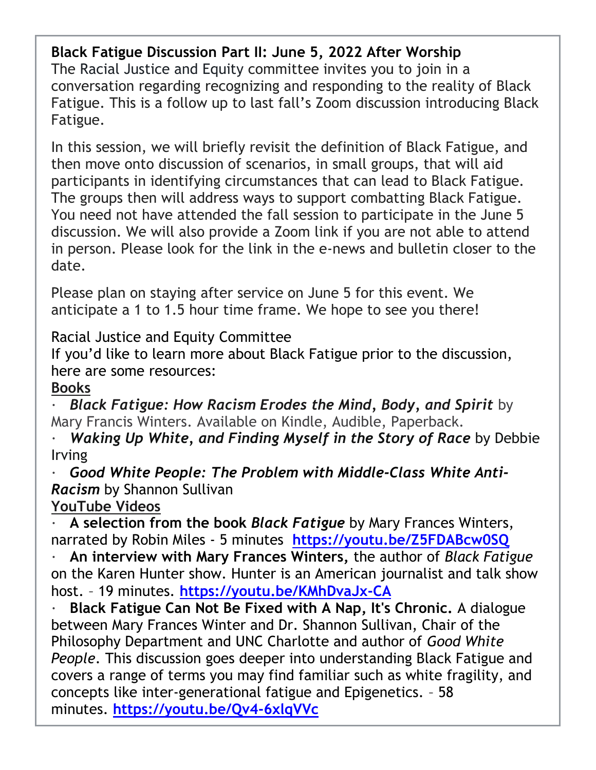**Black Fatigue Discussion Part II: June 5, 2022 After Worship**

The Racial Justice and Equity committee invites you to join in a conversation regarding recognizing and responding to the reality of Black Fatigue. This is a follow up to last fall's Zoom discussion introducing Black Fatigue.

In this session, we will briefly revisit the definition of Black Fatigue, and then move onto discussion of scenarios, in small groups, that will aid participants in identifying circumstances that can lead to Black Fatigue. The groups then will address ways to support combatting Black Fatigue. You need not have attended the fall session to participate in the June 5 discussion. We will also provide a Zoom link if you are not able to attend in person. Please look for the link in the e-news and bulletin closer to the date.

Please plan on staying after service on June 5 for this event. We anticipate a 1 to 1.5 hour time frame. We hope to see you there!

Racial Justice and Equity Committee

If you'd like to learn more about Black Fatigue prior to the discussion, here are some resources:

**Books**

- ***Black Fatigue: How Racism Erodes the Mind, Body, and Spirit*** by Mary Francis Winters. Available on Kindle, Audible, Paperback.
- ***Waking Up White, and Finding Myself in the Story of Race*** by Debbie Irving
- ***Good White People: The Problem with Middle-Class White Anti-Racism*** by Shannon Sullivan

**YouTube Videos**

- **A selection from the book** ***Black Fatigue*** by Mary Frances Winters, narrated by Robin Miles - 5 minutes **https://youtu.be/Z5FDABcw0SQ**
- **An interview with Mary Frances Winters,** the author of *Black Fatigue* on the Karen Hunter show. Hunter is an American journalist and talk show host. – 19 minutes. **https://youtu.be/KMhDvaJx-CA**
- **Black Fatigue Can Not Be Fixed with A Nap, It's Chronic.** A dialogue between Mary Frances Winter and Dr. Shannon Sullivan, Chair of the Philosophy Department and UNC Charlotte and author of *Good White People*. This discussion goes deeper into understanding Black Fatigue and covers a range of terms you may find familiar such as white fragility, and concepts like inter-generational fatigue and Epigenetics. – 58 minutes. **https://youtu.be/Qv4-6xlqVVc**